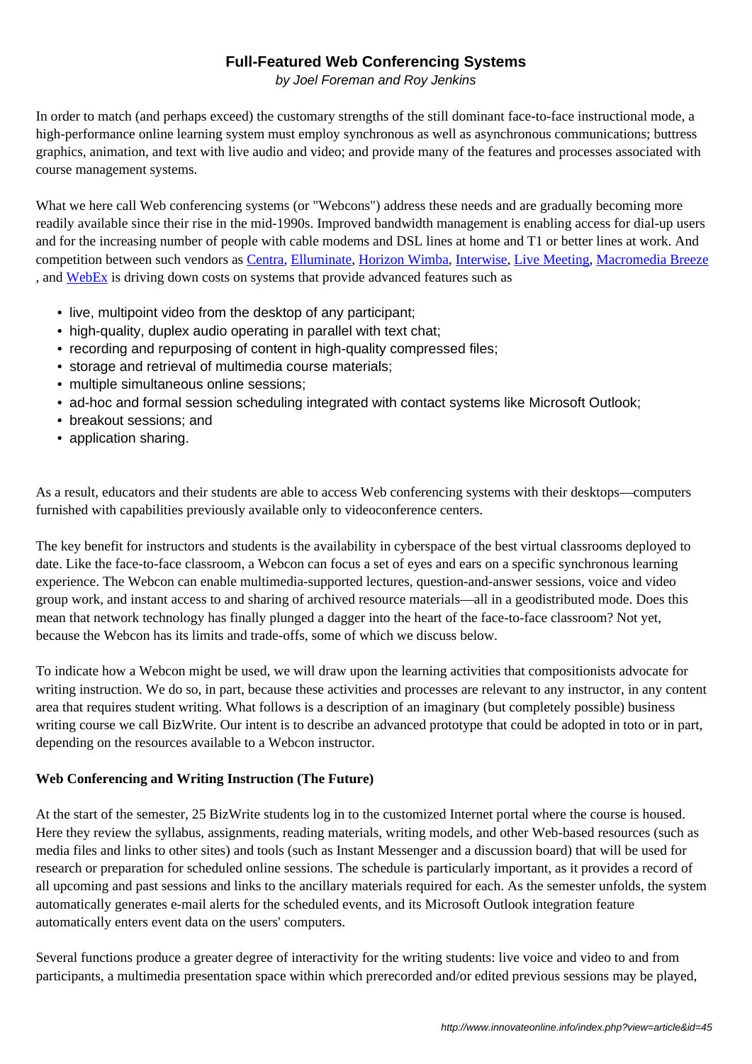# Full-Featured Web Conferencing Systems

*by Joel Foreman and Roy Jenkins*

In order to match (and perhaps exceed) the customary strengths of the still dominant face-to-face instructional mode, a high-performance online learning system must employ synchronous as well as asynchronous communications; buttress graphics, animation, and text with live audio and video; and provide many of the features and processes associated with course management systems.

What we here call Web conferencing systems (or "Webcons") address these needs and are gradually becoming more readily available since their rise in the mid-1990s. Improved bandwidth management is enabling access for dial-up users and for the increasing number of people with cable modems and DSL lines at home and T1 or better lines at work. And competition between such vendors as Centra, Elluminate, Horizon Wimba, Interwise, Live Meeting, Macromedia Breeze, and WebEx is driving down costs on systems that provide advanced features such as

- live, multipoint video from the desktop of any participant;
- high-quality, duplex audio operating in parallel with text chat;
- recording and repurposing of content in high-quality compressed files;
- storage and retrieval of multimedia course materials;
- multiple simultaneous online sessions;
- ad-hoc and formal session scheduling integrated with contact systems like Microsoft Outlook;
- breakout sessions; and
- application sharing.

As a result, educators and their students are able to access Web conferencing systems with their desktops—computers furnished with capabilities previously available only to videoconference centers.

The key benefit for instructors and students is the availability in cyberspace of the best virtual classrooms deployed to date. Like the face-to-face classroom, a Webcon can focus a set of eyes and ears on a specific synchronous learning experience. The Webcon can enable multimedia-supported lectures, question-and-answer sessions, voice and video group work, and instant access to and sharing of archived resource materials—all in a geodistributed mode. Does this mean that network technology has finally plunged a dagger into the heart of the face-to-face classroom? Not yet, because the Webcon has its limits and trade-offs, some of which we discuss below.

To indicate how a Webcon might be used, we will draw upon the learning activities that compositionists advocate for writing instruction. We do so, in part, because these activities and processes are relevant to any instructor, in any content area that requires student writing. What follows is a description of an imaginary (but completely possible) business writing course we call BizWrite. Our intent is to describe an advanced prototype that could be adopted in toto or in part, depending on the resources available to a Webcon instructor.

**Web Conferencing and Writing Instruction (The Future)**

At the start of the semester, 25 BizWrite students log in to the customized Internet portal where the course is housed. Here they review the syllabus, assignments, reading materials, writing models, and other Web-based resources (such as media files and links to other sites) and tools (such as Instant Messenger and a discussion board) that will be used for research or preparation for scheduled online sessions. The schedule is particularly important, as it provides a record of all upcoming and past sessions and links to the ancillary materials required for each. As the semester unfolds, the system automatically generates e-mail alerts for the scheduled events, and its Microsoft Outlook integration feature automatically enters event data on the users' computers.

Several functions produce a greater degree of interactivity for the writing students: live voice and video to and from participants, a multimedia presentation space within which prerecorded and/or edited previous sessions may be played,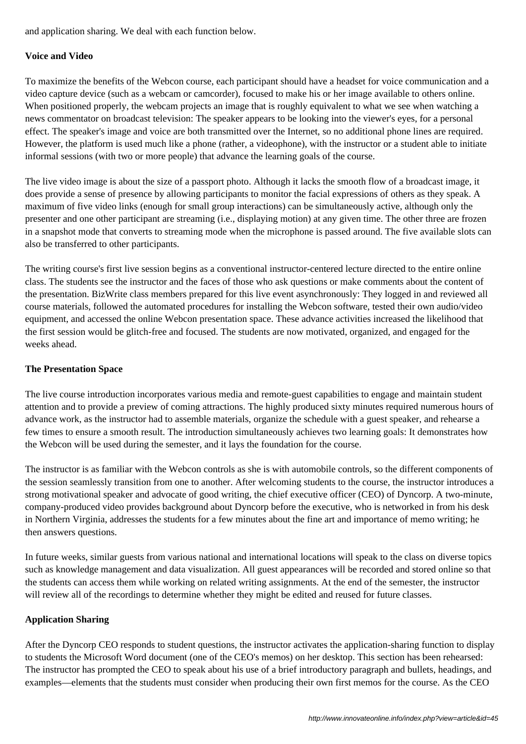and application sharing. We deal with each function below.

### Voice and Video

To maximize the benefits of the Webcon course, each participant should have a headset for voice communication and a video capture device (such as a webcam or camcorder), focused to make his or her image available to others online. When positioned properly, the webcam projects an image that is roughly equivalent to what we see when watching a news commentator on broadcast television: The speaker appears to be looking into the viewer's eyes, for a personal effect. The speaker's image and voice are both transmitted over the Internet, so no additional phone lines are required. However, the platform is used much like a phone (rather, a videophone), with the instructor or a student able to initiate informal sessions (with two or more people) that advance the learning goals of the course.

The live video image is about the size of a passport photo. Although it lacks the smooth flow of a broadcast image, it does provide a sense of presence by allowing participants to monitor the facial expressions of others as they speak. A maximum of five video links (enough for small group interactions) can be simultaneously active, although only the presenter and one other participant are streaming (i.e., displaying motion) at any given time. The other three are frozen in a snapshot mode that converts to streaming mode when the microphone is passed around. The five available slots can also be transferred to other participants.

The writing course's first live session begins as a conventional instructor-centered lecture directed to the entire online class. The students see the instructor and the faces of those who ask questions or make comments about the content of the presentation. BizWrite class members prepared for this live event asynchronously: They logged in and reviewed all course materials, followed the automated procedures for installing the Webcon software, tested their own audio/video equipment, and accessed the online Webcon presentation space. These advance activities increased the likelihood that the first session would be glitch-free and focused. The students are now motivated, organized, and engaged for the weeks ahead.

### The Presentation Space

The live course introduction incorporates various media and remote-guest capabilities to engage and maintain student attention and to provide a preview of coming attractions. The highly produced sixty minutes required numerous hours of advance work, as the instructor had to assemble materials, organize the schedule with a guest speaker, and rehearse a few times to ensure a smooth result. The introduction simultaneously achieves two learning goals: It demonstrates how the Webcon will be used during the semester, and it lays the foundation for the course.

The instructor is as familiar with the Webcon controls as she is with automobile controls, so the different components of the session seamlessly transition from one to another. After welcoming students to the course, the instructor introduces a strong motivational speaker and advocate of good writing, the chief executive officer (CEO) of Dyncorp. A two-minute, company-produced video provides background about Dyncorp before the executive, who is networked in from his desk in Northern Virginia, addresses the students for a few minutes about the fine art and importance of memo writing; he then answers questions.

In future weeks, similar guests from various national and international locations will speak to the class on diverse topics such as knowledge management and data visualization. All guest appearances will be recorded and stored online so that the students can access them while working on related writing assignments. At the end of the semester, the instructor will review all of the recordings to determine whether they might be edited and reused for future classes.

### Application Sharing

After the Dyncorp CEO responds to student questions, the instructor activates the application-sharing function to display to students the Microsoft Word document (one of the CEO's memos) on her desktop. This section has been rehearsed: The instructor has prompted the CEO to speak about his use of a brief introductory paragraph and bullets, headings, and examples—elements that the students must consider when producing their own first memos for the course. As the CEO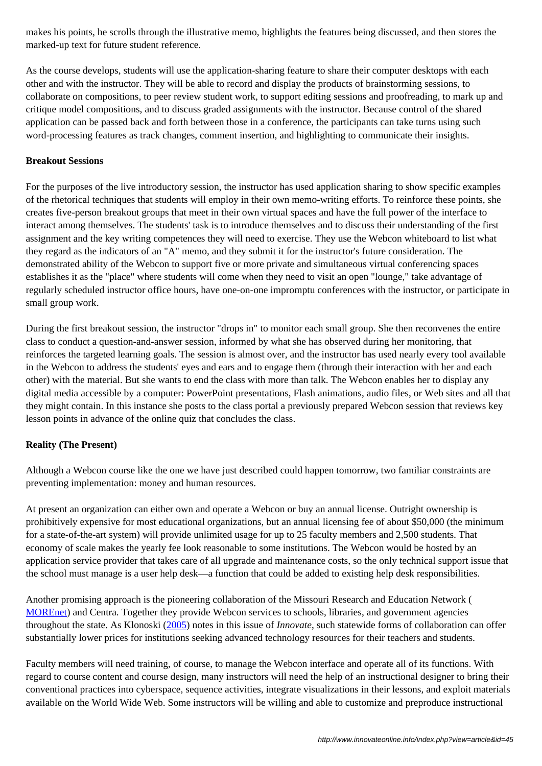makes his points, he scrolls through the illustrative memo, highlights the features being discussed, and then stores the marked-up text for future student reference.

As the course develops, students will use the application-sharing feature to share their computer desktops with each other and with the instructor. They will be able to record and display the products of brainstorming sessions, to collaborate on compositions, to peer review student work, to support editing sessions and proofreading, to mark up and critique model compositions, and to discuss graded assignments with the instructor. Because control of the shared application can be passed back and forth between those in a conference, the participants can take turns using such word-processing features as track changes, comment insertion, and highlighting to communicate their insights.

**Breakout Sessions**

For the purposes of the live introductory session, the instructor has used application sharing to show specific examples of the rhetorical techniques that students will employ in their own memo-writing efforts. To reinforce these points, she creates five-person breakout groups that meet in their own virtual spaces and have the full power of the interface to interact among themselves. The students' task is to introduce themselves and to discuss their understanding of the first assignment and the key writing competences they will need to exercise. They use the Webcon whiteboard to list what they regard as the indicators of an "A" memo, and they submit it for the instructor's future consideration. The demonstrated ability of the Webcon to support five or more private and simultaneous virtual conferencing spaces establishes it as the "place" where students will come when they need to visit an open "lounge," take advantage of regularly scheduled instructor office hours, have one-on-one impromptu conferences with the instructor, or participate in small group work.

During the first breakout session, the instructor "drops in" to monitor each small group. She then reconvenes the entire class to conduct a question-and-answer session, informed by what she has observed during her monitoring, that reinforces the targeted learning goals. The session is almost over, and the instructor has used nearly every tool available in the Webcon to address the students' eyes and ears and to engage them (through their interaction with her and each other) with the material. But she wants to end the class with more than talk. The Webcon enables her to display any digital media accessible by a computer: PowerPoint presentations, Flash animations, audio files, or Web sites and all that they might contain. In this instance she posts to the class portal a previously prepared Webcon session that reviews key lesson points in advance of the online quiz that concludes the class.

**Reality (The Present)**

Although a Webcon course like the one we have just described could happen tomorrow, two familiar constraints are preventing implementation: money and human resources.

At present an organization can either own and operate a Webcon or buy an annual license. Outright ownership is prohibitively expensive for most educational organizations, but an annual licensing fee of about $50,000 (the minimum for a state-of-the-art system) will provide unlimited usage for up to 25 faculty members and 2,500 students. That economy of scale makes the yearly fee look reasonable to some institutions. The Webcon would be hosted by an application service provider that takes care of all upgrade and maintenance costs, so the only technical support issue that the school must manage is a user help desk—a function that could be added to existing help desk responsibilities.

Another promising approach is the pioneering collaboration of the Missouri Research and Education Network (MOREnet) and Centra. Together they provide Webcon services to schools, libraries, and government agencies throughout the state. As Klonoski (2005) notes in this issue of *Innovate*, such statewide forms of collaboration can offer substantially lower prices for institutions seeking advanced technology resources for their teachers and students.

Faculty members will need training, of course, to manage the Webcon interface and operate all of its functions. With regard to course content and course design, many instructors will need the help of an instructional designer to bring their conventional practices into cyberspace, sequence activities, integrate visualizations in their lessons, and exploit materials available on the World Wide Web. Some instructors will be willing and able to customize and preproduce instructional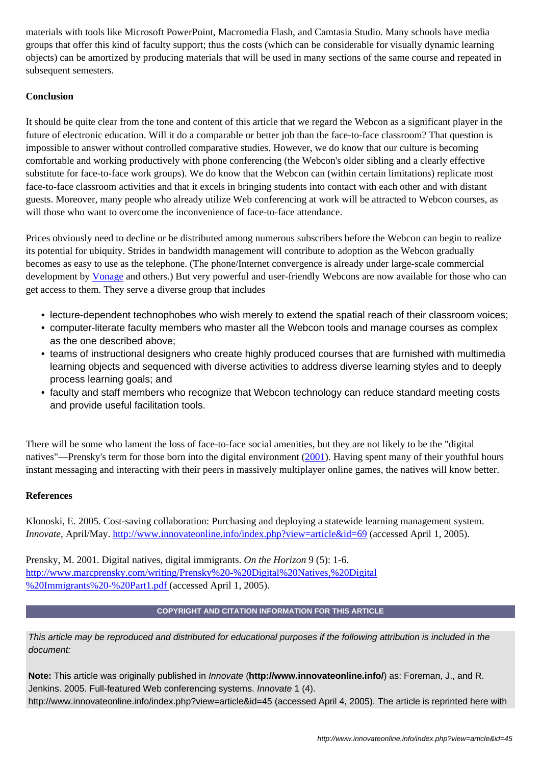materials with tools like Microsoft PowerPoint, Macromedia Flash, and Camtasia Studio. Many schools have media groups that offer this kind of faculty support; thus the costs (which can be considerable for visually dynamic learning objects) can be amortized by producing materials that will be used in many sections of the same course and repeated in subsequent semesters.

**Conclusion**

It should be quite clear from the tone and content of this article that we regard the Webcon as a significant player in the future of electronic education. Will it do a comparable or better job than the face-to-face classroom? That question is impossible to answer without controlled comparative studies. However, we do know that our culture is becoming comfortable and working productively with phone conferencing (the Webcon's older sibling and a clearly effective substitute for face-to-face work groups). We do know that the Webcon can (within certain limitations) replicate most face-to-face classroom activities and that it excels in bringing students into contact with each other and with distant guests. Moreover, many people who already utilize Web conferencing at work will be attracted to Webcon courses, as will those who want to overcome the inconvenience of face-to-face attendance.

Prices obviously need to decline or be distributed among numerous subscribers before the Webcon can begin to realize its potential for ubiquity. Strides in bandwidth management will contribute to adoption as the Webcon gradually becomes as easy to use as the telephone. (The phone/Internet convergence is already under large-scale commercial development by Vonage and others.) But very powerful and user-friendly Webcons are now available for those who can get access to them. They serve a diverse group that includes

- lecture-dependent technophobes who wish merely to extend the spatial reach of their classroom voices;
- computer-literate faculty members who master all the Webcon tools and manage courses as complex as the one described above;
- teams of instructional designers who create highly produced courses that are furnished with multimedia learning objects and sequenced with diverse activities to address diverse learning styles and to deeply process learning goals; and
- faculty and staff members who recognize that Webcon technology can reduce standard meeting costs and provide useful facilitation tools.

There will be some who lament the loss of face-to-face social amenities, but they are not likely to be the "digital natives"—Prensky's term for those born into the digital environment (2001). Having spent many of their youthful hours instant messaging and interacting with their peers in massively multiplayer online games, the natives will know better.

**References**

Klonoski, E. 2005. Cost-saving collaboration: Purchasing and deploying a statewide learning management system. *Innovate*, April/May. http://www.innovateonline.info/index.php?view=article&id=69 (accessed April 1, 2005).

Prensky, M. 2001. Digital natives, digital immigrants. *On the Horizon* 9 (5): 1-6. http://www.marcprensky.com/writing/Prensky%20-%20Digital%20Natives,%20Digital%20Immigrants%20-%20Part1.pdf (accessed April 1, 2005).

**COPYRIGHT AND CITATION INFORMATION FOR THIS ARTICLE**

*This article may be reproduced and distributed for educational purposes if the following attribution is included in the document:*

**Note:** This article was originally published in *Innovate* (**http://www.innovateonline.info/**) as: Foreman, J., and R. Jenkins. 2005. Full-featured Web conferencing systems. *Innovate* 1 (4). http://www.innovateonline.info/index.php?view=article&id=45 (accessed April 4, 2005). The article is reprinted here with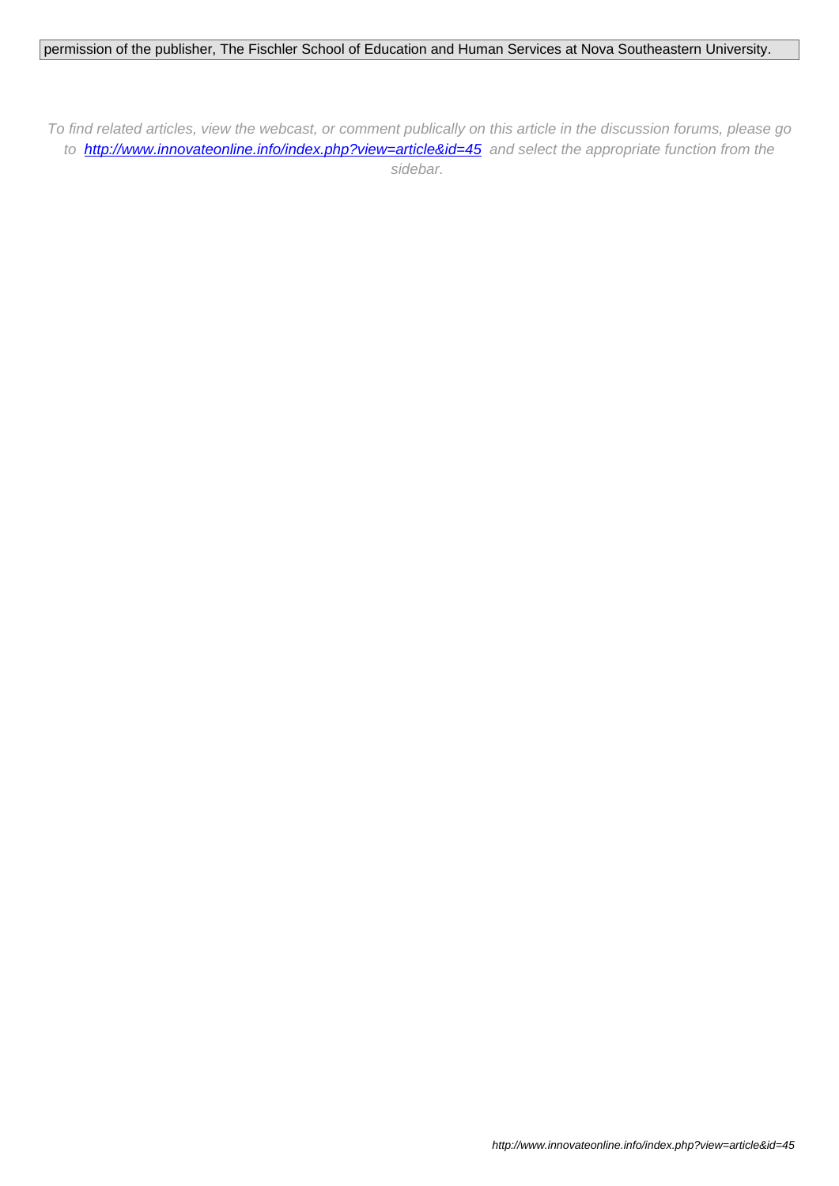permission of the publisher, The Fischler School of Education and Human Services at Nova Southeastern University.

*To find related articles, view the webcast, or comment publically on this article in the discussion forums, please go to [http://www.innovateonline.info/index.php?view=article&id=45](http://www.innovateonline.info/index.php?view=article&id=45) and select the appropriate function from the sidebar.*